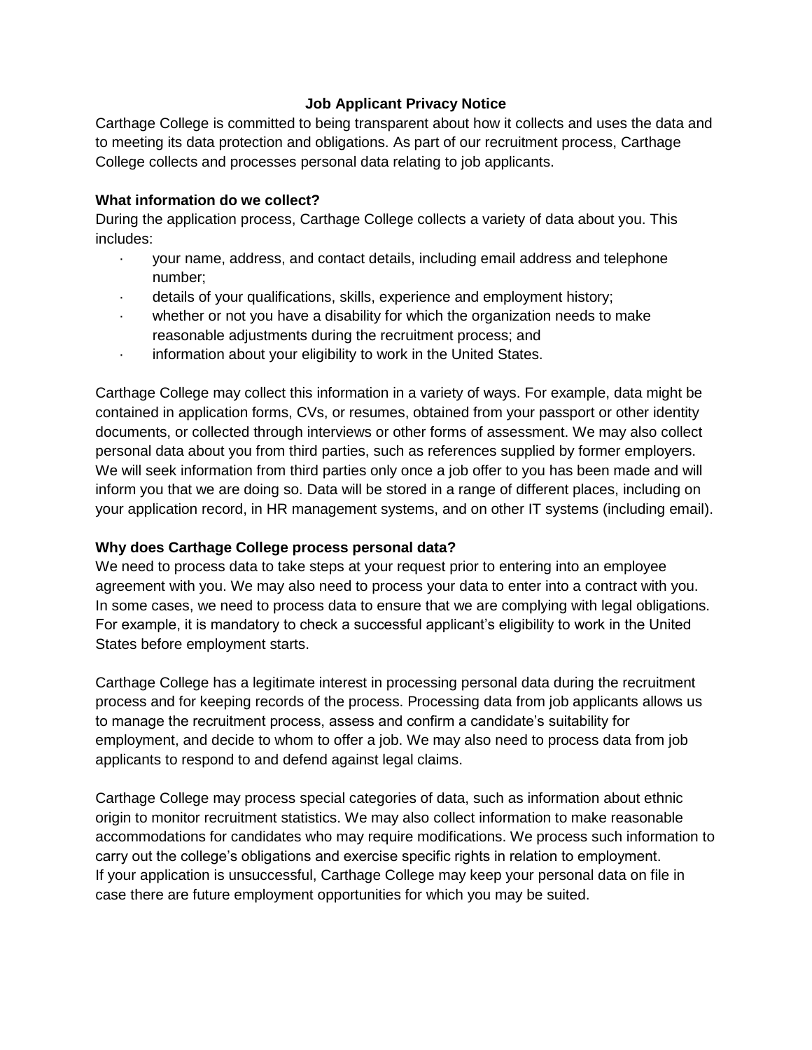# Job Applicant Privacy Notice

Carthage College is committed to being transparent about how it collects and uses the data and to meeting its data protection and obligations. As part of our recruitment process, Carthage College collects and processes personal data relating to job applicants.

## What information do we collect?

During the application process, Carthage College collects a variety of data about you. This includes:

- your name, address, and contact details, including email address and telephone number;
- details of your qualifications, skills, experience and employment history;
- whether or not you have a disability for which the organization needs to make reasonable adjustments during the recruitment process; and
- information about your eligibility to work in the United States.

Carthage College may collect this information in a variety of ways. For example, data might be contained in application forms, CVs, or resumes, obtained from your passport or other identity documents, or collected through interviews or other forms of assessment. We may also collect personal data about you from third parties, such as references supplied by former employers. We will seek information from third parties only once a job offer to you has been made and will inform you that we are doing so. Data will be stored in a range of different places, including on your application record, in HR management systems, and on other IT systems (including email).

## Why does Carthage College process personal data?

We need to process data to take steps at your request prior to entering into an employee agreement with you. We may also need to process your data to enter into a contract with you. In some cases, we need to process data to ensure that we are complying with legal obligations. For example, it is mandatory to check a successful applicant's eligibility to work in the United States before employment starts.

Carthage College has a legitimate interest in processing personal data during the recruitment process and for keeping records of the process. Processing data from job applicants allows us to manage the recruitment process, assess and confirm a candidate's suitability for employment, and decide to whom to offer a job. We may also need to process data from job applicants to respond to and defend against legal claims.

Carthage College may process special categories of data, such as information about ethnic origin to monitor recruitment statistics. We may also collect information to make reasonable accommodations for candidates who may require modifications. We process such information to carry out the college's obligations and exercise specific rights in relation to employment.
If your application is unsuccessful, Carthage College may keep your personal data on file in case there are future employment opportunities for which you may be suited.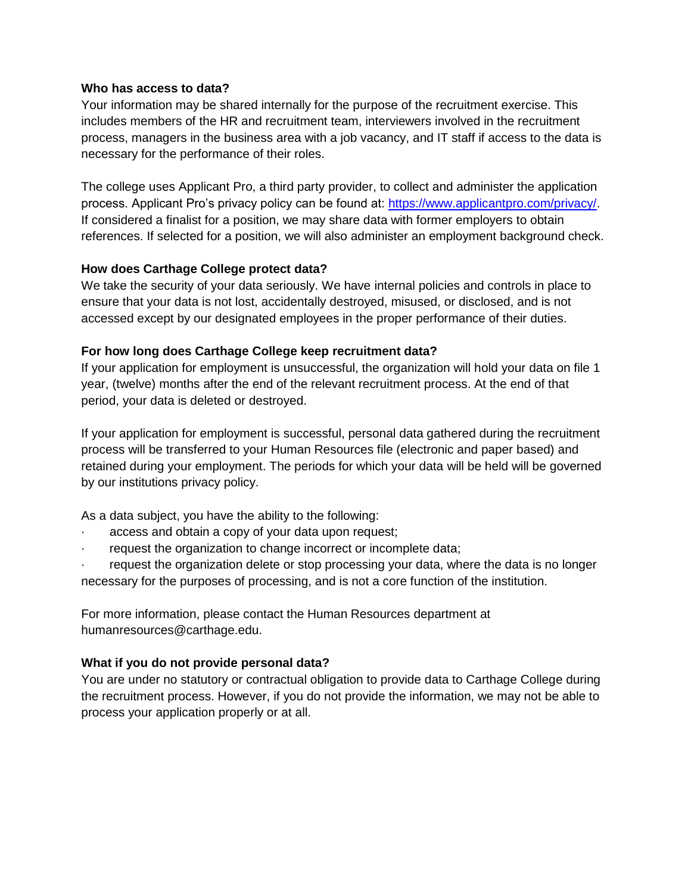**Who has access to data?**

Your information may be shared internally for the purpose of the recruitment exercise. This includes members of the HR and recruitment team, interviewers involved in the recruitment process, managers in the business area with a job vacancy, and IT staff if access to the data is necessary for the performance of their roles.

The college uses Applicant Pro, a third party provider, to collect and administer the application process. Applicant Pro's privacy policy can be found at: [https://www.applicantpro.com/privacy/](https://www.applicantpro.com/privacy/). If considered a finalist for a position, we may share data with former employers to obtain references. If selected for a position, we will also administer an employment background check.

**How does Carthage College protect data?**

We take the security of your data seriously. We have internal policies and controls in place to ensure that your data is not lost, accidentally destroyed, misused, or disclosed, and is not accessed except by our designated employees in the proper performance of their duties.

**For how long does Carthage College keep recruitment data?**

If your application for employment is unsuccessful, the organization will hold your data on file 1 year, (twelve) months after the end of the relevant recruitment process. At the end of that period, your data is deleted or destroyed.

If your application for employment is successful, personal data gathered during the recruitment process will be transferred to your Human Resources file (electronic and paper based) and retained during your employment. The periods for which your data will be held will be governed by our institutions privacy policy.

As a data subject, you have the ability to the following:

- access and obtain a copy of your data upon request;
- request the organization to change incorrect or incomplete data;
- request the organization delete or stop processing your data, where the data is no longer necessary for the purposes of processing, and is not a core function of the institution.

For more information, please contact the Human Resources department at humanresources@carthage.edu.

**What if you do not provide personal data?**

You are under no statutory or contractual obligation to provide data to Carthage College during the recruitment process. However, if you do not provide the information, we may not be able to process your application properly or at all.